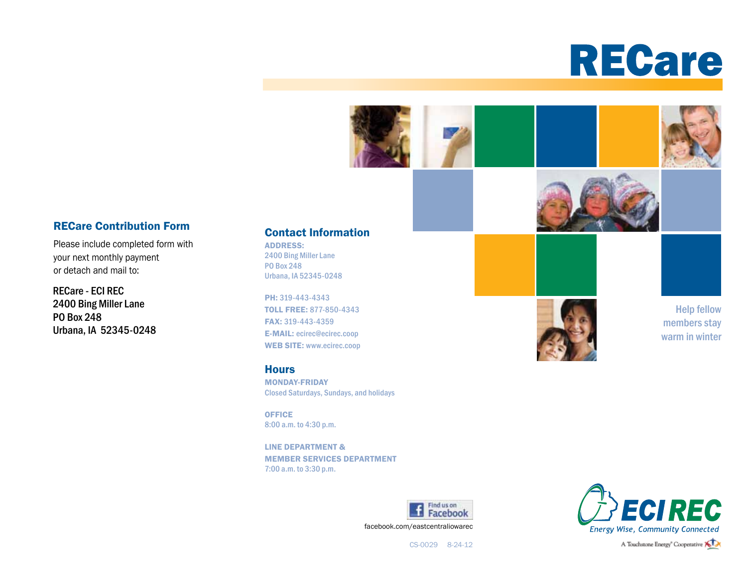## RECare Contribution Form

Please include completed form with your next monthly payment or detach and mail to:

RECare - ECI REC
2400 Bing Miller Lane
PO Box 248
Urbana, IA 52345-0248

## Contact Information

**ADDRESS:**
2400 Bing Miller Lane
PO Box 248
Urbana, IA 52345-0248

**PH:** 319-443-4343
**TOLL FREE:** 877-850-4343
**FAX:** 319-443-4359
**E-MAIL:** ecirec@ecirec.coop
**WEB SITE:** www.ecirec.coop

## Hours

**MONDAY-FRIDAY**
Closed Saturdays, Sundays, and holidays

**OFFICE**
8:00 a.m. to 4:30 p.m.

**LINE DEPARTMENT & MEMBER SERVICES DEPARTMENT**
7:00 a.m. to 3:30 p.m.

Find us on Facebook
facebook.com/eastcentraliowarec

CS-0029 8-24-12

# RECare

Help fellow members stay warm in winter

ECI REC
*Energy Wise, Community Connected*
A Touchstone Energy® Cooperative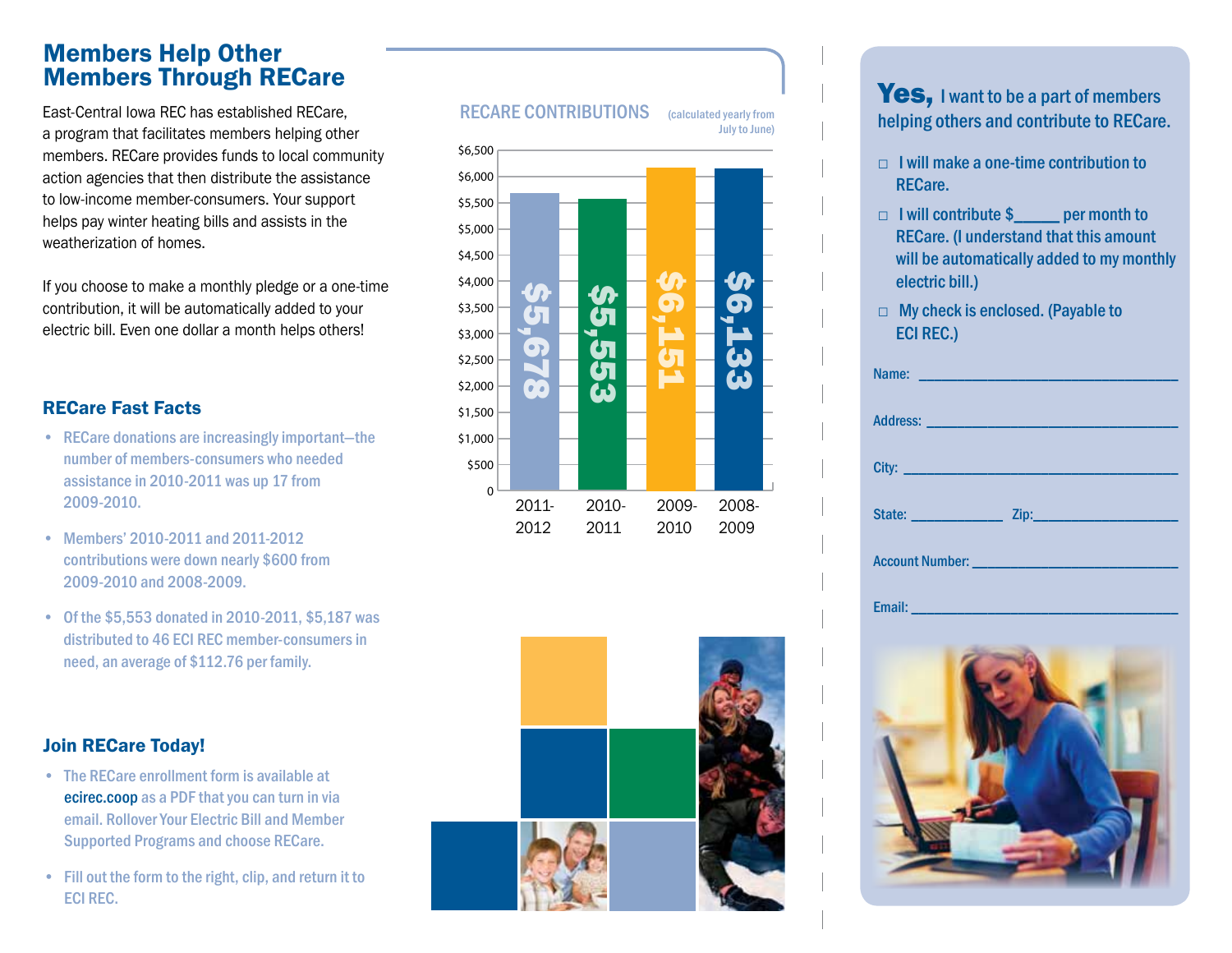## Members Help Other Members Through RECare

East-Central Iowa REC has established RECare, a program that facilitates members helping other members. RECare provides funds to local community action agencies that then distribute the assistance to low-income member-consumers. Your support helps pay winter heating bills and assists in the weatherization of homes.

If you choose to make a monthly pledge or a one-time contribution, it will be automatically added to your electric bill. Even one dollar a month helps others!

### RECare Fast Facts

- RECare donations are increasingly important–the number of members-consumers who needed assistance in 2010-2011 was up 17 from 2009-2010.
- Members' 2010-2011 and 2011-2012 contributions were down nearly $600 from 2009-2010 and 2008-2009.
- Of the $5,553 donated in 2010-2011, $5,187 was distributed to 46 ECI REC member-consumers in need, an average of $112.76 per family.

### Join RECare Today!

- The RECare enrollment form is available at **ecirec.coop** as a PDF that you can turn in via email. Rollover Your Electric Bill and Member Supported Programs and choose RECare.
- Fill out the form to the right, clip, and return it to ECI REC.

RECARE CONTRIBUTIONS (calculated yearly from July to June)

$6,500
$6,000
$5,500
$5,000
$4,500
$4,000
$3,500
$3,000
$2,500
$2,000
$1,500
$1,000
$500
0

$5,678
$5,553
$6,151
$6,133

2011-2012
2010-2011
2009-2010
2008-2009

**Yes,** I want to be a part of members helping others and contribute to RECare.

- ☐ I will make a one-time contribution to RECare.
- ☐ I will contribute $_____ per month to RECare. (I understand that this amount will be automatically added to my monthly electric bill.)
- ☐ My check is enclosed. (Payable to ECI REC.)

Name: ________________________________

Address: ______________________________

City: _________________________________

State: ___________ Zip: _________________

Account Number: ________________________

Email: ________________________________